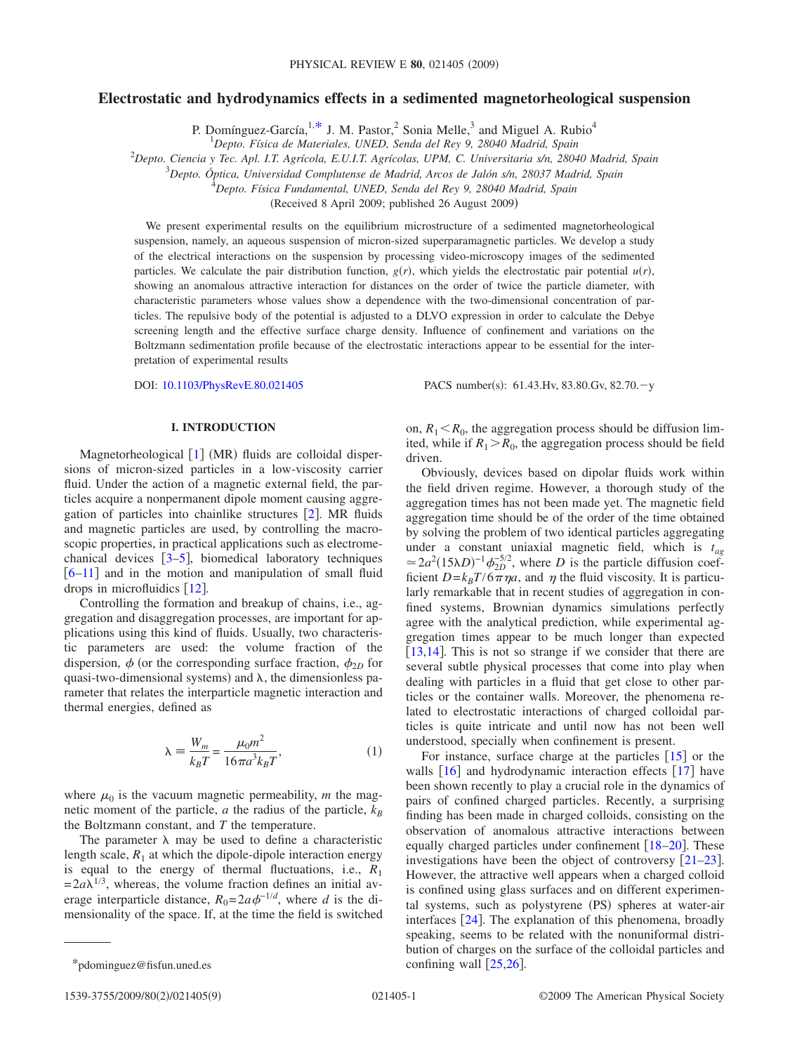# Electrostatic and hydrodynamics effects in a sedimented magnetorheological suspension

P. Domínguez-García,[1,*] J. M. Pastor,[2] Sonia Melle,[3] and Miguel A. Rubio[4]

[1]Depto. Física de Materiales, UNED, Senda del Rey 9, 28040 Madrid, Spain
[2]Depto. Ciencia y Tec. Apl. I.T. Agrícola, E.U.I.T. Agrícolas, UPM, C. Universitaria s/n, 28040 Madrid, Spain
[3]Depto. Óptica, Universidad Complutense de Madrid, Arcos de Jalón s/n, 28037 Madrid, Spain
[4]Depto. Física Fundamental, UNED, Senda del Rey 9, 28040 Madrid, Spain

(Received 8 April 2009; published 26 August 2009)

We present experimental results on the equilibrium microstructure of a sedimented magnetorheological suspension, namely, an aqueous suspension of micron-sized superparamagnetic particles. We develop a study of the electrical interactions on the suspension by processing video-microscopy images of the sedimented particles. We calculate the pair distribution function, $g(r)$, which yields the electrostatic pair potential $u(r)$, showing an anomalous attractive interaction for distances on the order of twice the particle diameter, with characteristic parameters whose values show a dependence with the two-dimensional concentration of particles. The repulsive body of the potential is adjusted to a DLVO expression in order to calculate the Debye screening length and the effective surface charge density. Influence of confinement and variations on the Boltzmann sedimentation profile because of the electrostatic interactions appear to be essential for the interpretation of experimental results

DOI: 10.1103/PhysRevE.80.021405 PACS number(s): 61.43.Hv, 83.80.Gv, 82.70.−y

## I. INTRODUCTION

Magnetorheological [1] (MR) fluids are colloidal dispersions of micron-sized particles in a low-viscosity carrier fluid. Under the action of a magnetic external field, the particles acquire a nonpermanent dipole moment causing aggregation of particles into chainlike structures [2]. MR fluids and magnetic particles are used, by controlling the macroscopic properties, in practical applications such as electromechanical devices [3–5], biomedical laboratory techniques [6–11] and in the motion and manipulation of small fluid drops in microfluidics [12].

Controlling the formation and breakup of chains, i.e., aggregation and disaggregation processes, are important for applications using this kind of fluids. Usually, two characteristic parameters are used: the volume fraction of the dispersion, $\phi$ (or the corresponding surface fraction, $\phi_{2D}$ for quasi-two-dimensional systems) and $\lambda$, the dimensionless parameter that relates the interparticle magnetic interaction and thermal energies, defined as

$$\lambda \equiv \frac{W_m}{k_B T} = \frac{\mu_0 m^2}{16\pi a^3 k_B T}, \tag{1}$$

where $\mu_0$ is the vacuum magnetic permeability, $m$ the magnetic moment of the particle, $a$ the radius of the particle, $k_B$ the Boltzmann constant, and $T$ the temperature.

The parameter $\lambda$ may be used to define a characteristic length scale, $R_1$ at which the dipole-dipole interaction energy is equal to the energy of thermal fluctuations, i.e., $R_1 = 2a\lambda^{1/3}$, whereas, the volume fraction defines an initial average interparticle distance, $R_0 = 2a\phi^{-1/d}$, where $d$ is the dimensionality of the space. If, at the time the field is switched on, $R_1 < R_0$, the aggregation process should be diffusion limited, while if $R_1 > R_0$, the aggregation process should be field driven.

Obviously, devices based on dipolar fluids work within the field driven regime. However, a thorough study of the aggregation times has not been made yet. The magnetic field aggregation time should be of the order of the time obtained by solving the problem of two identical particles aggregating under a constant uniaxial magnetic field, which is $t_{ag} \simeq 2a^2(15\lambda D)^{-1}\phi_{2D}^{-5/2}$, where $D$ is the particle diffusion coefficient $D = k_B T / 6\pi\eta a$, and $\eta$ the fluid viscosity. It is particularly remarkable that in recent studies of aggregation in confined systems, Brownian dynamics simulations perfectly agree with the analytical prediction, while experimental aggregation times appear to be much longer than expected [13,14]. This is not so strange if we consider that there are several subtle physical processes that come into play when dealing with particles in a fluid that get close to other particles or the container walls. Moreover, the phenomena related to electrostatic interactions of charged colloidal particles is quite intricate and until now has not been well understood, specially when confinement is present.

For instance, surface charge at the particles [15] or the walls [16] and hydrodynamic interaction effects [17] have been shown recently to play a crucial role in the dynamics of pairs of confined charged particles. Recently, a surprising finding has been made in charged colloids, consisting on the observation of anomalous attractive interactions between equally charged particles under confinement [18–20]. These investigations have been the object of controversy [21–23]. However, the attractive well appears when a charged colloid is confined using glass surfaces and on different experimental systems, such as polystyrene (PS) spheres at water-air interfaces [24]. The explanation of this phenomena, broadly speaking, seems to be related with the nonuniformal distribution of charges on the surface of the colloidal particles and confining wall [25,26].

*pdominguez@fisfun.uned.es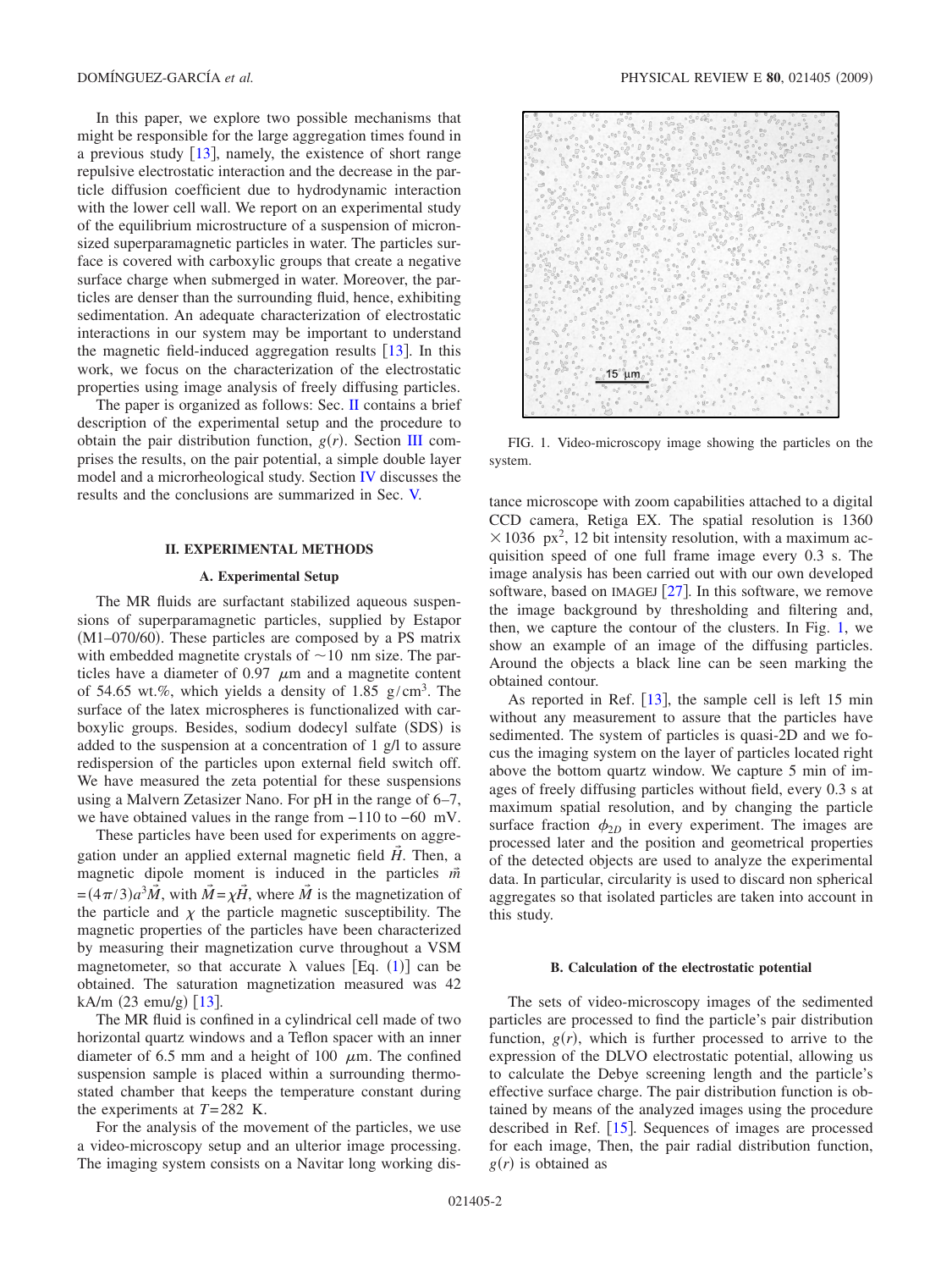In this paper, we explore two possible mechanisms that might be responsible for the large aggregation times found in a previous study [13], namely, the existence of short range repulsive electrostatic interaction and the decrease in the particle diffusion coefficient due to hydrodynamic interaction with the lower cell wall. We report on an experimental study of the equilibrium microstructure of a suspension of micron-sized superparamagnetic particles in water. The particles surface is covered with carboxylic groups that create a negative surface charge when submerged in water. Moreover, the particles are denser than the surrounding fluid, hence, exhibiting sedimentation. An adequate characterization of electrostatic interactions in our system may be important to understand the magnetic field-induced aggregation results [13]. In this work, we focus on the characterization of the electrostatic properties using image analysis of freely diffusing particles.

The paper is organized as follows: Sec. II contains a brief description of the experimental setup and the procedure to obtain the pair distribution function, $g(r)$. Section III comprises the results, on the pair potential, a simple double layer model and a microrheological study. Section IV discusses the results and the conclusions are summarized in Sec. V.

## II. EXPERIMENTAL METHODS

### A. Experimental Setup

The MR fluids are surfactant stabilized aqueous suspensions of superparamagnetic particles, supplied by Estapor (M1–070/60). These particles are composed by a PS matrix with embedded magnetite crystals of $\sim$10 nm size. The particles have a diameter of 0.97 $\mu$m and a magnetite content of 54.65 wt.%, which yields a density of 1.85 g/cm$^3$. The surface of the latex microspheres is functionalized with carboxylic groups. Besides, sodium dodecyl sulfate (SDS) is added to the suspension at a concentration of 1 g/l to assure redispersion of the particles upon external field switch off. We have measured the zeta potential for these suspensions using a Malvern Zetasizer Nano. For pH in the range of 6–7, we have obtained values in the range from $-110$ to $-60$ mV.

These particles have been used for experiments on aggregation under an applied external magnetic field $\vec{H}$. Then, a magnetic dipole moment is induced in the particles $\vec{m} = (4\pi/3)a^3\vec{M}$, with $\vec{M} = \chi\vec{H}$, where $\vec{M}$ is the magnetization of the particle and $\chi$ the particle magnetic susceptibility. The magnetic properties of the particles have been characterized by measuring their magnetization curve throughout a VSM magnetometer, so that accurate $\lambda$ values [Eq. (1)] can be obtained. The saturation magnetization measured was 42 kA/m (23 emu/g) [13].

The MR fluid is confined in a cylindrical cell made of two horizontal quartz windows and a Teflon spacer with an inner diameter of 6.5 mm and a height of 100 $\mu$m. The confined suspension sample is placed within a surrounding thermostated chamber that keeps the temperature constant during the experiments at $T=282$ K.

For the analysis of the movement of the particles, we use a video-microscopy setup and an ulterior image processing. The imaging system consists on a Navitar long working distance microscope with zoom capabilities attached to a digital CCD camera, Retiga EX. The spatial resolution is $1360 \times 1036$ px$^2$, 12 bit intensity resolution, with a maximum acquisition speed of one full frame image every 0.3 s. The image analysis has been carried out with our own developed software, based on IMAGEJ [27]. In this software, we remove the image background by thresholding and filtering and, then, we capture the contour of the clusters. In Fig. 1, we show an example of an image of the diffusing particles. Around the objects a black line can be seen marking the obtained contour.

FIG. 1. Video-microscopy image showing the particles on the system.

As reported in Ref. [13], the sample cell is left 15 min without any measurement to assure that the particles have sedimented. The system of particles is quasi-2D and we focus the imaging system on the layer of particles located right above the bottom quartz window. We capture 5 min of images of freely diffusing particles without field, every 0.3 s at maximum spatial resolution, and by changing the particle surface fraction $\phi_{2D}$ in every experiment. The images are processed later and the position and geometrical properties of the detected objects are used to analyze the experimental data. In particular, circularity is used to discard non spherical aggregates so that isolated particles are taken into account in this study.

### B. Calculation of the electrostatic potential

The sets of video-microscopy images of the sedimented particles are processed to find the particle's pair distribution function, $g(r)$, which is further processed to arrive to the expression of the DLVO electrostatic potential, allowing us to calculate the Debye screening length and the particle's effective surface charge. The pair distribution function is obtained by means of the analyzed images using the procedure described in Ref. [15]. Sequences of images are processed for each image, Then, the pair radial distribution function, $g(r)$ is obtained as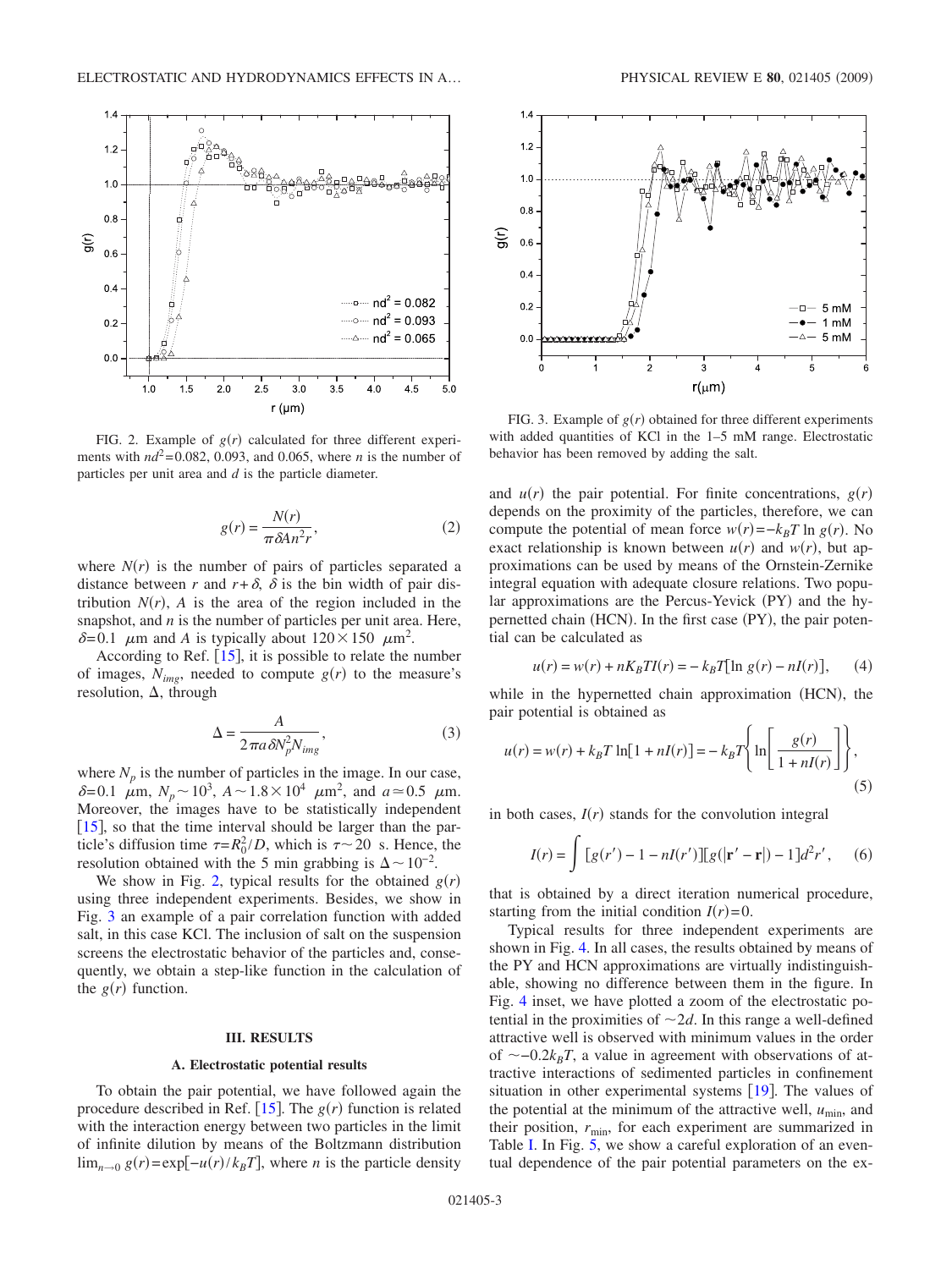FIG. 2. Example of $g(r)$ calculated for three different experiments with $nd^2=0.082$, 0.093, and 0.065, where $n$ is the number of particles per unit area and $d$ is the particle diameter.

$$g(r) = \frac{N(r)}{\pi \delta A n^2 r}, \tag{2}$$

where $N(r)$ is the number of pairs of particles separated a distance between $r$ and $r+\delta$, $\delta$ is the bin width of pair distribution $N(r)$, $A$ is the area of the region included in the snapshot, and $n$ is the number of particles per unit area. Here, $\delta=0.1$ $\mu$m and $A$ is typically about $120\times 150$ $\mu\text{m}^2$.

According to Ref. [15], it is possible to relate the number of images, $N_{img}$, needed to compute $g(r)$ to the measure's resolution, $\Delta$, through

$$\Delta = \frac{A}{2\pi a \delta N_p^2 N_{img}}, \tag{3}$$

where $N_p$ is the number of particles in the image. In our case, $\delta=0.1$ $\mu$m, $N_p \sim 10^3$, $A\sim 1.8\times 10^4$ $\mu\text{m}^2$, and $a\simeq 0.5$ $\mu$m. Moreover, the images have to be statistically independent [15], so that the time interval should be larger than the particle's diffusion time $\tau = R_0^2/D$, which is $\tau \sim 20$ s. Hence, the resolution obtained with the 5 min grabbing is $\Delta \sim 10^{-2}$.

We show in Fig. 2, typical results for the obtained $g(r)$ using three independent experiments. Besides, we show in Fig. 3 an example of a pair correlation function with added salt, in this case KCl. The inclusion of salt on the suspension screens the electrostatic behavior of the particles and, consequently, we obtain a step-like function in the calculation of the $g(r)$ function.

## III. RESULTS

### A. Electrostatic potential results

To obtain the pair potential, we have followed again the procedure described in Ref. [15]. The $g(r)$ function is related with the interaction energy between two particles in the limit of infinite dilution by means of the Boltzmann distribution $\lim_{n\to 0} g(r) = \exp[-u(r)/k_BT]$, where $n$ is the particle density

FIG. 3. Example of $g(r)$ obtained for three different experiments with added quantities of KCl in the 1–5 mM range. Electrostatic behavior has been removed by adding the salt.

and $u(r)$ the pair potential. For finite concentrations, $g(r)$ depends on the proximity of the particles, therefore, we can compute the potential of mean force $w(r) = -k_BT \ln g(r)$. No exact relationship is known between $u(r)$ and $w(r)$, but approximations can be used by means of the Ornstein-Zernike integral equation with adequate closure relations. Two popular approximations are the Percus-Yevick (PY) and the hypernetted chain (HCN). In the first case (PY), the pair potential can be calculated as

$$u(r) = w(r) + nK_BTI(r) = -k_BT[\ln g(r) - nI(r)], \tag{4}$$

while in the hypernetted chain approximation (HCN), the pair potential is obtained as

$$u(r) = w(r) + k_BT \ln[1 + nI(r)] = -k_BT\left\{\ln\left[\frac{g(r)}{1+nI(r)}\right]\right\}, \tag{5}$$

in both cases, $I(r)$ stands for the convolution integral

$$I(r) = \int [g(r') - 1 - nI(r')][g(|\mathbf{r}' - \mathbf{r}|) - 1]d^2r', \tag{6}$$

that is obtained by a direct iteration numerical procedure, starting from the initial condition $I(r)=0$.

Typical results for three independent experiments are shown in Fig. 4. In all cases, the results obtained by means of the PY and HCN approximations are virtually indistinguishable, showing no difference between them in the figure. In Fig. 4 inset, we have plotted a zoom of the electrostatic potential in the proximities of $\sim 2d$. In this range a well-defined attractive well is observed with minimum values in the order of $\sim -0.2k_BT$, a value in agreement with observations of attractive interactions of sedimented particles in confinement situation in other experimental systems [19]. The values of the potential at the minimum of the attractive well, $u_{\min}$, and their position, $r_{\min}$, for each experiment are summarized in Table I. In Fig. 5, we show a careful exploration of an eventual dependence of the pair potential parameters on the ex-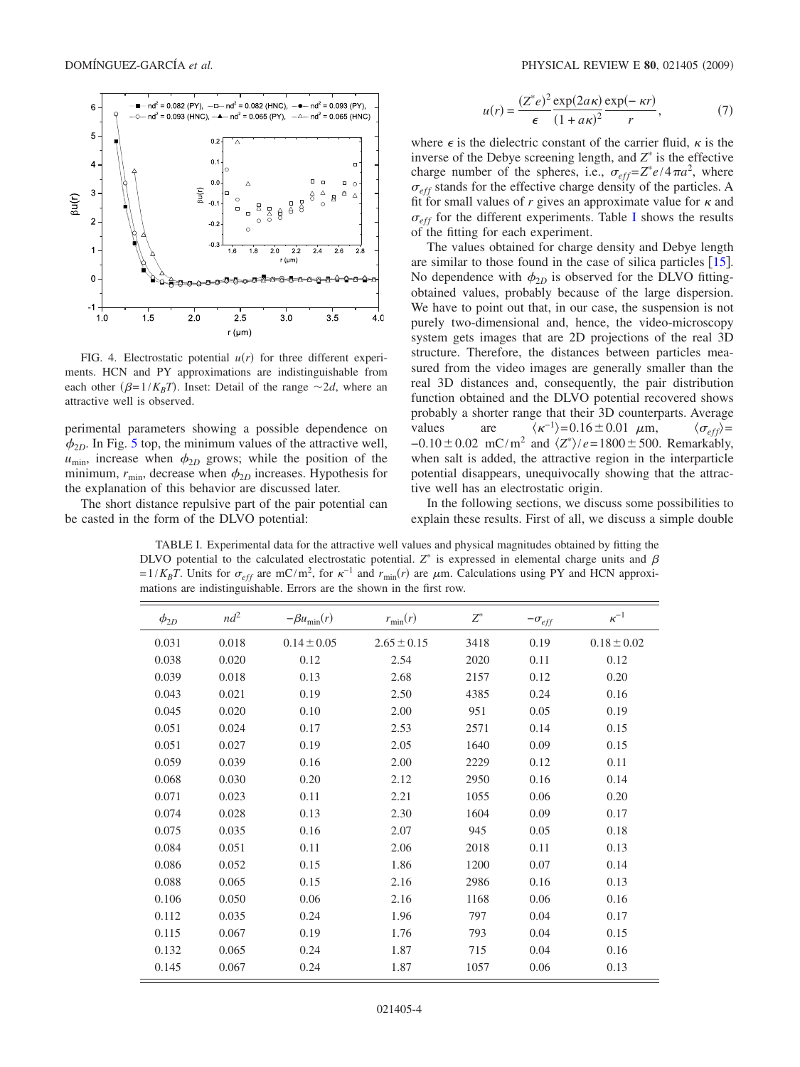FIG. 4. Electrostatic potential $u(r)$ for three different experiments. HCN and PY approximations are indistinguishable from each other ($\beta = 1/K_BT$). Inset: Detail of the range $\sim 2d$, where an attractive well is observed.

perimental parameters showing a possible dependence on $\phi_{2D}$. In Fig. 5 top, the minimum values of the attractive well, $u_{min}$, increase when $\phi_{2D}$ grows; while the position of the minimum, $r_{min}$, decrease when $\phi_{2D}$ increases. Hypothesis for the explanation of this behavior are discussed later.

The short distance repulsive part of the pair potential can be casted in the form of the DLVO potential:

$$u(r) = \frac{(Z^* e)^2}{\epsilon} \frac{\exp(2a\kappa)}{(1 + a\kappa)^2} \frac{\exp(-\kappa r)}{r}, \tag{7}$$

where $\epsilon$ is the dielectric constant of the carrier fluid, $\kappa$ is the inverse of the Debye screening length, and $Z^*$ is the effective charge number of the spheres, i.e., $\sigma_{eff} = Z^* e/4\pi a^2$, where $\sigma_{eff}$ stands for the effective charge density of the particles. A fit for small values of $r$ gives an approximate value for $\kappa$ and $\sigma_{eff}$ for the different experiments. Table I shows the results of the fitting for each experiment.

The values obtained for charge density and Debye length are similar to those found in the case of silica particles [15]. No dependence with $\phi_{2D}$ is observed for the DLVO fitting-obtained values, probably because of the large dispersion. We have to point out that, in our case, the suspension is not purely two-dimensional and, hence, the video-microscopy system gets images that are 2D projections of the real 3D structure. Therefore, the distances between particles measured from the video images are generally smaller than the real 3D distances and, consequently, the pair distribution function obtained and the DLVO potential recovered shows probably a shorter range that their 3D counterparts. Average values are $\langle \kappa^{-1} \rangle = 0.16 \pm 0.01$ $\mu$m, $\langle \sigma_{eff} \rangle = -0.10 \pm 0.02$ mC/m$^2$ and $\langle Z^* \rangle / e = 1800 \pm 500$. Remarkably, when salt is added, the attractive region in the interparticle potential disappears, unequivocally showing that the attractive well has an electrostatic origin.

In the following sections, we discuss some possibilities to explain these results. First of all, we discuss a simple double

TABLE I. Experimental data for the attractive well values and physical magnitudes obtained by fitting the DLVO potential to the calculated electrostatic potential. $Z^*$ is expressed in elemental charge units and $\beta = 1/K_BT$. Units for $\sigma_{eff}$ are mC/m$^2$, for $\kappa^{-1}$ and $r_{min}(r)$ are $\mu$m. Calculations using PY and HCN approximations are indistinguishable. Errors are the shown in the first row.

| $\phi_{2D}$ | $nd^2$ | $-\beta u_{min}(r)$ | $r_{min}(r)$ | $Z^*$ | $-\sigma_{eff}$ | $\kappa^{-1}$ |
|---|---|---|---|---|---|---|
| 0.031 | 0.018 | $0.14 \pm 0.05$ | $2.65 \pm 0.15$ | 3418 | 0.19 | $0.18 \pm 0.02$ |
| 0.038 | 0.020 | 0.12 | 2.54 | 2020 | 0.11 | 0.12 |
| 0.039 | 0.018 | 0.13 | 2.68 | 2157 | 0.12 | 0.20 |
| 0.043 | 0.021 | 0.19 | 2.50 | 4385 | 0.24 | 0.16 |
| 0.045 | 0.020 | 0.10 | 2.00 | 951 | 0.05 | 0.19 |
| 0.051 | 0.024 | 0.17 | 2.53 | 2571 | 0.14 | 0.15 |
| 0.051 | 0.027 | 0.19 | 2.05 | 1640 | 0.09 | 0.15 |
| 0.059 | 0.039 | 0.16 | 2.00 | 2229 | 0.12 | 0.11 |
| 0.068 | 0.030 | 0.20 | 2.12 | 2950 | 0.16 | 0.14 |
| 0.071 | 0.023 | 0.11 | 2.21 | 1055 | 0.06 | 0.20 |
| 0.074 | 0.028 | 0.13 | 2.30 | 1604 | 0.09 | 0.17 |
| 0.075 | 0.035 | 0.16 | 2.07 | 945 | 0.05 | 0.18 |
| 0.084 | 0.051 | 0.11 | 2.06 | 2018 | 0.11 | 0.13 |
| 0.086 | 0.052 | 0.15 | 1.86 | 1200 | 0.07 | 0.14 |
| 0.088 | 0.065 | 0.15 | 2.16 | 2986 | 0.16 | 0.13 |
| 0.106 | 0.050 | 0.06 | 2.16 | 1168 | 0.06 | 0.16 |
| 0.112 | 0.035 | 0.24 | 1.96 | 797 | 0.04 | 0.17 |
| 0.115 | 0.067 | 0.19 | 1.76 | 793 | 0.04 | 0.15 |
| 0.132 | 0.065 | 0.24 | 1.87 | 715 | 0.04 | 0.16 |
| 0.145 | 0.067 | 0.24 | 1.87 | 1057 | 0.06 | 0.13 |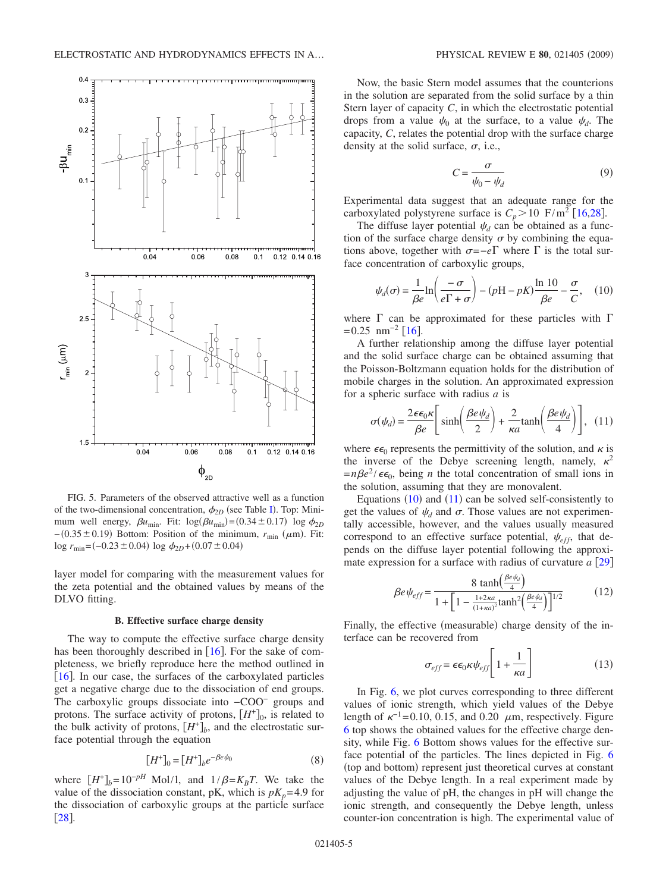FIG. 5. Parameters of the observed attractive well as a function of the two-dimensional concentration, $\phi_{2D}$ (see Table I). Top: Minimum well energy, $\beta u_{\min}$. Fit: $\log(\beta u_{\min}) = (0.34 \pm 0.17) \log \phi_{2D} - (0.35 \pm 0.19)$ Bottom: Position of the minimum, $r_{\min}$ ($\mu$m). Fit: $\log r_{\min} = (-0.23 \pm 0.04) \log \phi_{2D} + (0.07 \pm 0.04)$

layer model for comparing with the measurement values for the zeta potential and the obtained values by means of the DLVO fitting.

### B. Effective surface charge density

The way to compute the effective surface charge density has been thoroughly described in [16]. For the sake of completeness, we briefly reproduce here the method outlined in [16]. In our case, the surfaces of the carboxylated particles get a negative charge due to the dissociation of end groups. The carboxylic groups dissociate into $-COO^-$ groups and protons. The surface activity of protons, $[H^+]_0$, is related to the bulk activity of protons, $[H^+]_b$, and the electrostatic surface potential through the equation

$$[H^+]_0 = [H^+]_b e^{-\beta e \psi_0} \tag{8}$$

where $[H^+]_b = 10^{-pH}$ Mol/l, and $1/\beta = K_B T$. We take the value of the dissociation constant, pK, which is $pK_p = 4.9$ for the dissociation of carboxylic groups at the particle surface [28].

Now, the basic Stern model assumes that the counterions in the solution are separated from the solid surface by a thin Stern layer of capacity $C$, in which the electrostatic potential drops from a value $\psi_0$ at the surface, to a value $\psi_d$. The capacity, $C$, relates the potential drop with the surface charge density at the solid surface, $\sigma$, i.e.,

$$C = \frac{\sigma}{\psi_0 - \psi_d} \tag{9}$$

Experimental data suggest that an adequate range for the carboxylated polystyrene surface is $C_p > 10$ F/m$^2$ [16,28].

The diffuse layer potential $\psi_d$ can be obtained as a function of the surface charge density $\sigma$ by combining the equations above, together with $\sigma = -e\Gamma$ where $\Gamma$ is the total surface concentration of carboxylic groups,

$$\psi_d(\sigma) = \frac{1}{\beta e} \ln\left(\frac{-\sigma}{e\Gamma + \sigma}\right) - (\mathrm{pH} - pK)\frac{\ln 10}{\beta e} - \frac{\sigma}{C}, \tag{10}$$

where $\Gamma$ can be approximated for these particles with $\Gamma = 0.25$ nm$^{-2}$ [16].

A further relationship among the diffuse layer potential and the solid surface charge can be obtained assuming that the Poisson-Boltzmann equation holds for the distribution of mobile charges in the solution. An approximated expression for a spheric surface with radius $a$ is

$$\sigma(\psi_d) = \frac{2\epsilon\epsilon_0\kappa}{\beta e}\left[\sinh\left(\frac{\beta e \psi_d}{2}\right) + \frac{2}{\kappa a}\tanh\left(\frac{\beta e \psi_d}{4}\right)\right], \tag{11}$$

where $\epsilon\epsilon_0$ represents the permittivity of the solution, and $\kappa$ is the inverse of the Debye screening length, namely, $\kappa^2 = n\beta e^2/\epsilon\epsilon_0$, being $n$ the total concentration of small ions in the solution, assuming that they are monovalent.

Equations (10) and (11) can be solved self-consistently to get the values of $\psi_d$ and $\sigma$. Those values are not experimentally accessible, however, and the values usually measured correspond to an effective surface potential, $\psi_{eff}$, that depends on the diffuse layer potential following the approximate expression for a surface with radius of curvature $a$ [29]

$$\beta e \psi_{eff} = \frac{8 \tanh\left(\frac{\beta e \psi_d}{4}\right)}{1 + \left[1 - \frac{1+2\kappa a}{(1+\kappa a)^2}\tanh^2\left(\frac{\beta e \psi_d}{4}\right)\right]^{1/2}} \tag{12}$$

Finally, the effective (measurable) charge density of the interface can be recovered from

$$\sigma_{eff} = \epsilon\epsilon_0 \kappa \psi_{eff}\left[1 + \frac{1}{\kappa a}\right] \tag{13}$$

In Fig. 6, we plot curves corresponding to three different values of ionic strength, which yield values of the Debye length of $\kappa^{-1} = 0.10$, 0.15, and 0.20 $\mu$m, respectively. Figure 6 top shows the obtained values for the effective charge density, while Fig. 6 Bottom shows values for the effective surface potential of the particles. The lines depicted in Fig. 6 (top and bottom) represent just theoretical curves at constant values of the Debye length. In a real experiment made by adjusting the value of pH, the changes in pH will change the ionic strength, and consequently the Debye length, unless counter-ion concentration is high. The experimental value of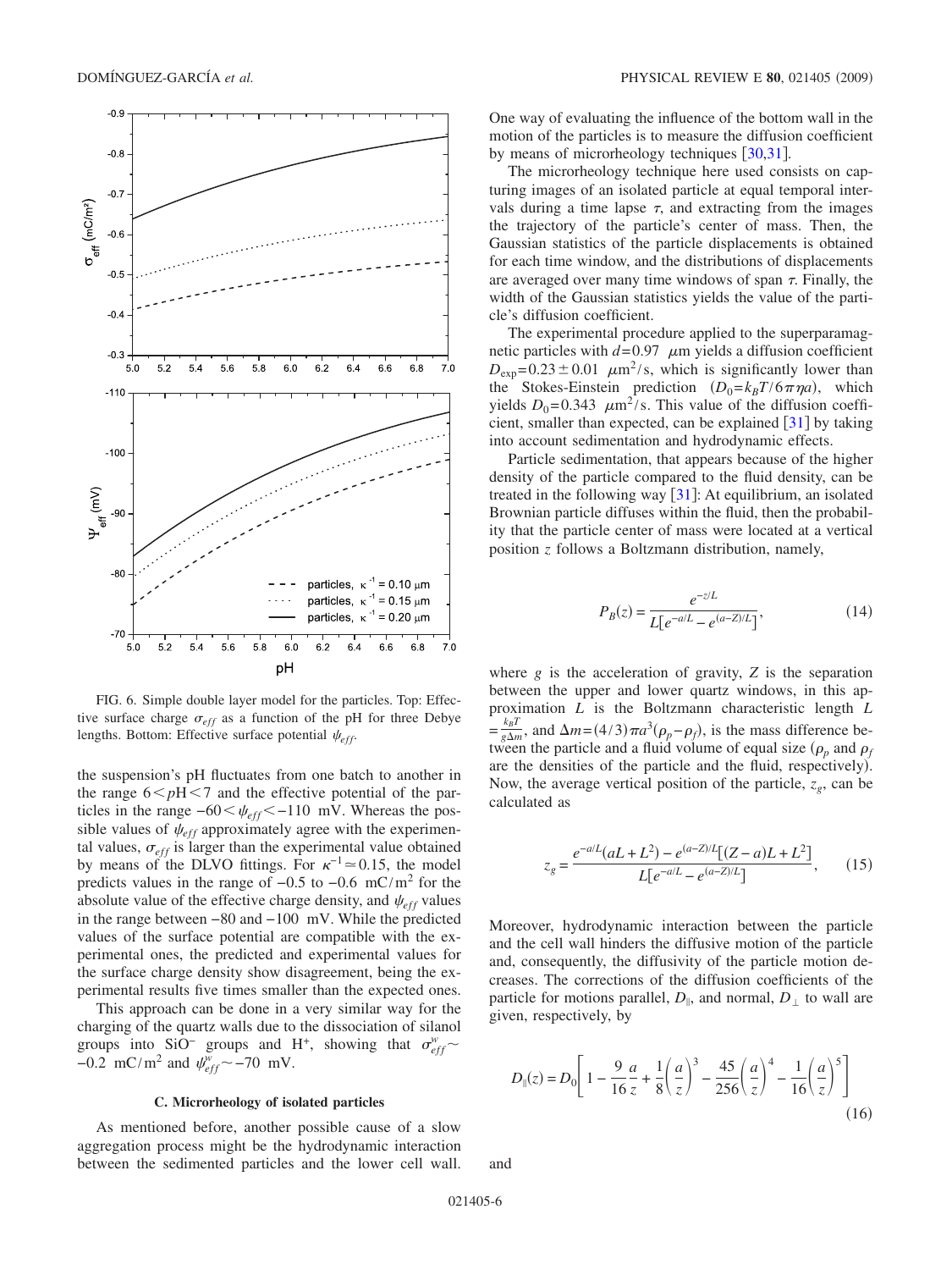FIG. 6. Simple double layer model for the particles. Top: Effective surface charge $\sigma_{eff}$ as a function of the pH for three Debye lengths. Bottom: Effective surface potential $\psi_{eff}$.

the suspension's pH fluctuates from one batch to another in the range $6 < p\mathrm{H} < 7$ and the effective potential of the particles in the range $-60 < \psi_{eff} < -110$ mV. Whereas the possible values of $\psi_{eff}$ approximately agree with the experimental values, $\sigma_{eff}$ is larger than the experimental value obtained by means of the DLVO fittings. For $\kappa^{-1} \simeq 0.15$, the model predicts values in the range of $-0.5$ to $-0.6$ mC/m$^2$ for the absolute value of the effective charge density, and $\psi_{eff}$ values in the range between $-80$ and $-100$ mV. While the predicted values of the surface potential are compatible with the experimental ones, the predicted and experimental values for the surface charge density show disagreement, being the experimental results five times smaller than the expected ones.

This approach can be done in a very similar way for the charging of the quartz walls due to the dissociation of silanol groups into $SiO^-$ groups and $H^+$, showing that $\sigma_{eff}^w \sim -0.2$ mC/m$^2$ and $\psi_{eff}^w \sim -70$ mV.

### C. Microrheology of isolated particles

As mentioned before, another possible cause of a slow aggregation process might be the hydrodynamic interaction between the sedimented particles and the lower cell wall. One way of evaluating the influence of the bottom wall in the motion of the particles is to measure the diffusion coefficient by means of microrheology techniques [30,31].

The microrheology technique here used consists on capturing images of an isolated particle at equal temporal intervals during a time lapse $\tau$, and extracting from the images the trajectory of the particle's center of mass. Then, the Gaussian statistics of the particle displacements is obtained for each time window, and the distributions of displacements are averaged over many time windows of span $\tau$. Finally, the width of the Gaussian statistics yields the value of the particle's diffusion coefficient.

The experimental procedure applied to the superparamagnetic particles with $d=0.97$ $\mu$m yields a diffusion coefficient $D_{\exp}=0.23\pm 0.01$ $\mu$m$^2$/s, which is significantly lower than the Stokes-Einstein prediction ($D_0 = k_B T/6\pi\eta a$), which yields $D_0=0.343$ $\mu$m$^2$/s. This value of the diffusion coefficient, smaller than expected, can be explained [31] by taking into account sedimentation and hydrodynamic effects.

Particle sedimentation, that appears because of the higher density of the particle compared to the fluid density, can be treated in the following way [31]: At equilibrium, an isolated Brownian particle diffuses within the fluid, then the probability that the particle center of mass were located at a vertical position $z$ follows a Boltzmann distribution, namely,

$$P_B(z) = \frac{e^{-z/L}}{L[e^{-a/L} - e^{(a-Z)/L}]}, \tag{14}$$

where $g$ is the acceleration of gravity, $Z$ is the separation between the upper and lower quartz windows, in this approximation $L$ is the Boltzmann characteristic length $L = \frac{k_B T}{g \Delta m}$, and $\Delta m = (4/3)\pi a^3(\rho_p - \rho_f)$, is the mass difference between the particle and a fluid volume of equal size ($\rho_p$ and $\rho_f$ are the densities of the particle and the fluid, respectively). Now, the average vertical position of the particle, $z_g$, can be calculated as

$$z_g = \frac{e^{-a/L}(aL + L^2) - e^{(a-Z)/L}[(Z-a)L + L^2]}{L[e^{-a/L} - e^{(a-Z)/L}]}, \tag{15}$$

Moreover, hydrodynamic interaction between the particle and the cell wall hinders the diffusive motion of the particle and, consequently, the diffusivity of the particle motion decreases. The corrections of the diffusion coefficients of the particle for motions parallel, $D_\parallel$, and normal, $D_\perp$ to wall are given, respectively, by

$$D_\parallel(z) = D_0\left[1 - \frac{9}{16}\frac{a}{z} + \frac{1}{8}\left(\frac{a}{z}\right)^3 - \frac{45}{256}\left(\frac{a}{z}\right)^4 - \frac{1}{16}\left(\frac{a}{z}\right)^5\right] \tag{16}$$

and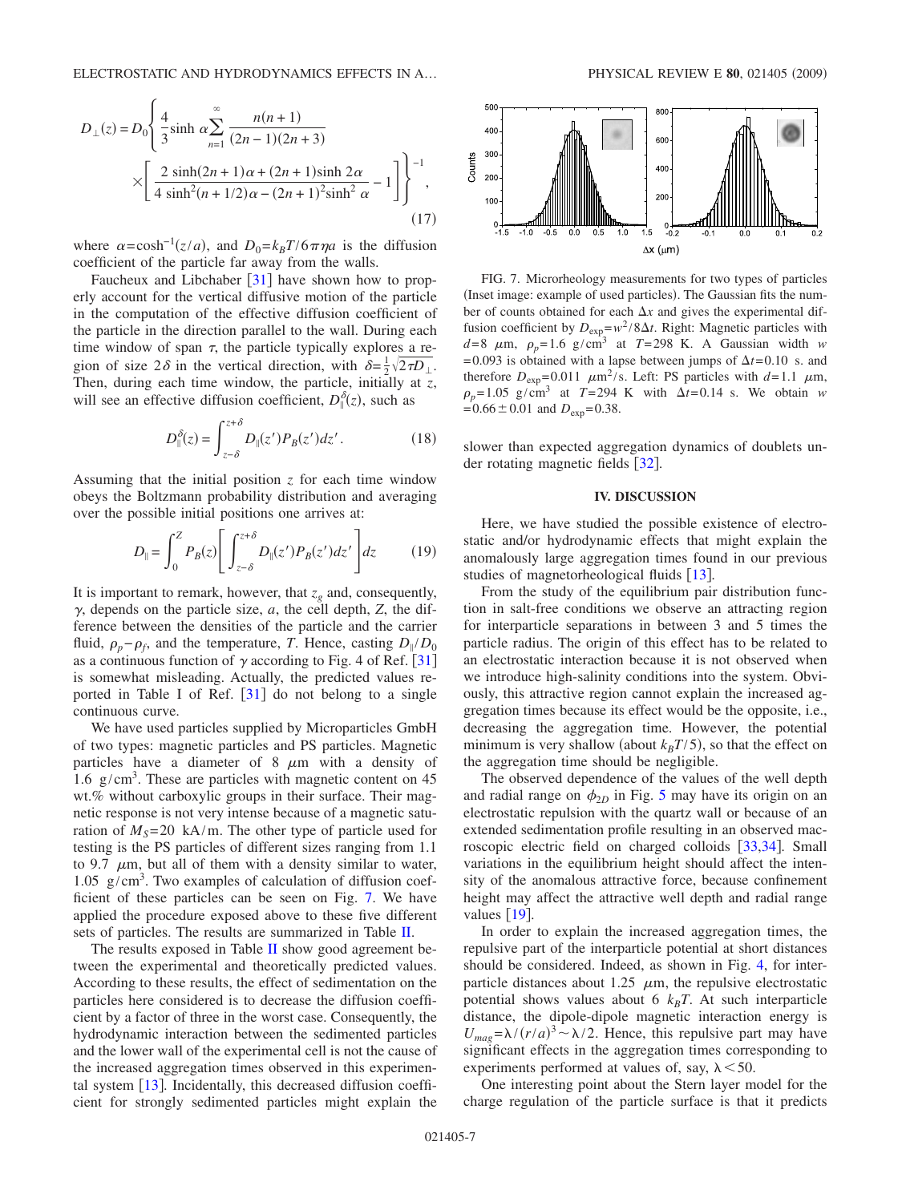$$D_{\perp}(z) = D_0 \left\{ \frac{4}{3} \sinh \alpha \sum_{n=1}^{\infty} \frac{n(n+1)}{(2n-1)(2n+3)} \times \left[ \frac{2 \sinh(2n+1)\alpha + (2n+1)\sinh 2\alpha}{4 \sinh^2(n+1/2)\alpha - (2n+1)^2 \sinh^2 \alpha} - 1 \right] \right\}^{-1}, \quad (17)$$

where $\alpha = \cosh^{-1}(z/a)$, and $D_0 = k_B T / 6\pi\eta a$ is the diffusion coefficient of the particle far away from the walls.

Faucheux and Libchaber [31] have shown how to properly account for the vertical diffusive motion of the particle in the computation of the effective diffusion coefficient of the particle in the direction parallel to the wall. During each time window of span $\tau$, the particle typically explores a region of size $2\delta$ in the vertical direction, with $\delta = \frac{1}{2}\sqrt{2\tau D_{\perp}}$. Then, during each time window, the particle, initially at $z$, will see an effective diffusion coefficient, $D_{\parallel}^{\delta}(z)$, such as

$$D_{\parallel}^{\delta}(z) = \int_{z-\delta}^{z+\delta} D_{\parallel}(z') P_B(z') dz'. \quad (18)$$

Assuming that the initial position $z$ for each time window obeys the Boltzmann probability distribution and averaging over the possible initial positions one arrives at:

$$D_{\parallel} = \int_0^Z P_B(z) \left[ \int_{z-\delta}^{z+\delta} D_{\parallel}(z') P_B(z') dz' \right] dz \quad (19)$$

It is important to remark, however, that $z_g$ and, consequently, $\gamma$, depends on the particle size, $a$, the cell depth, $Z$, the difference between the densities of the particle and the carrier fluid, $\rho_p - \rho_f$, and the temperature, $T$. Hence, casting $D_{\parallel}/D_0$ as a continuous function of $\gamma$ according to Fig. 4 of Ref. [31] is somewhat misleading. Actually, the predicted values reported in Table I of Ref. [31] do not belong to a single continuous curve.

We have used particles supplied by Microparticles GmbH of two types: magnetic particles and PS particles. Magnetic particles have a diameter of 8 $\mu$m with a density of 1.6 g/cm$^3$. These are particles with magnetic content on 45 wt.% without carboxylic groups in their surface. Their magnetic response is not very intense because of a magnetic saturation of $M_S = 20$ kA/m. The other type of particle used for testing is the PS particles of different sizes ranging from 1.1 to 9.7 $\mu$m, but all of them with a density similar to water, 1.05 g/cm$^3$. Two examples of calculation of diffusion coefficient of these particles can be seen on Fig. 7. We have applied the procedure exposed above to these five different sets of particles. The results are summarized in Table II.

The results exposed in Table II show good agreement between the experimental and theoretically predicted values. According to these results, the effect of sedimentation on the particles here considered is to decrease the diffusion coefficient by a factor of three in the worst case. Consequently, the hydrodynamic interaction between the sedimented particles and the lower wall of the experimental cell is not the cause of the increased aggregation times observed in this experimental system [13]. Incidentally, this decreased diffusion coefficient for strongly sedimented particles might explain the slower than expected aggregation dynamics of doublets under rotating magnetic fields [32].

FIG. 7. Microrheology measurements for two types of particles (Inset image: example of used particles). The Gaussian fits the number of counts obtained for each $\Delta x$ and gives the experimental diffusion coefficient by $D_{\mathrm{exp}} = w^2/8\Delta t$. Right: Magnetic particles with $d = 8$ $\mu$m, $\rho_p = 1.6$ g/cm$^3$ at $T = 298$ K. A Gaussian width $w = 0.093$ is obtained with a lapse between jumps of $\Delta t = 0.10$ s. and therefore $D_{\mathrm{exp}} = 0.011$ $\mu$m$^2$/s. Left: PS particles with $d = 1.1$ $\mu$m, $\rho_p = 1.05$ g/cm$^3$ at $T = 294$ K with $\Delta t = 0.14$ s. We obtain $w = 0.66 \pm 0.01$ and $D_{\mathrm{exp}} = 0.38$.

## IV. DISCUSSION

Here, we have studied the possible existence of electrostatic and/or hydrodynamic effects that might explain the anomalously large aggregation times found in our previous studies of magnetorheological fluids [13].

From the study of the equilibrium pair distribution function in salt-free conditions we observe an attracting region for interparticle separations in between 3 and 5 times the particle radius. The origin of this effect has to be related to an electrostatic interaction because it is not observed when we introduce high-salinity conditions into the system. Obviously, this attractive region cannot explain the increased aggregation times because its effect would be the opposite, i.e., decreasing the aggregation time. However, the potential minimum is very shallow (about $k_B T/5$), so that the effect on the aggregation time should be negligible.

The observed dependence of the values of the well depth and radial range on $\phi_{2D}$ in Fig. 5 may have its origin on an electrostatic repulsion with the quartz wall or because of an extended sedimentation profile resulting in an observed macroscopic electric field on charged colloids [33,34]. Small variations in the equilibrium height should affect the intensity of the anomalous attractive force, because confinement height may affect the attractive well depth and radial range values [19].

In order to explain the increased aggregation times, the repulsive part of the interparticle potential at short distances should be considered. Indeed, as shown in Fig. 4, for interparticle distances about 1.25 $\mu$m, the repulsive electrostatic potential shows values about 6 $k_B T$. At such interparticle distance, the dipole-dipole magnetic interaction energy is $U_{mag} = \lambda/(r/a)^3 \sim \lambda/2$. Hence, this repulsive part may have significant effects in the aggregation times corresponding to experiments performed at values of, say, $\lambda < 50$.

One interesting point about the Stern layer model for the charge regulation of the particle surface is that it predicts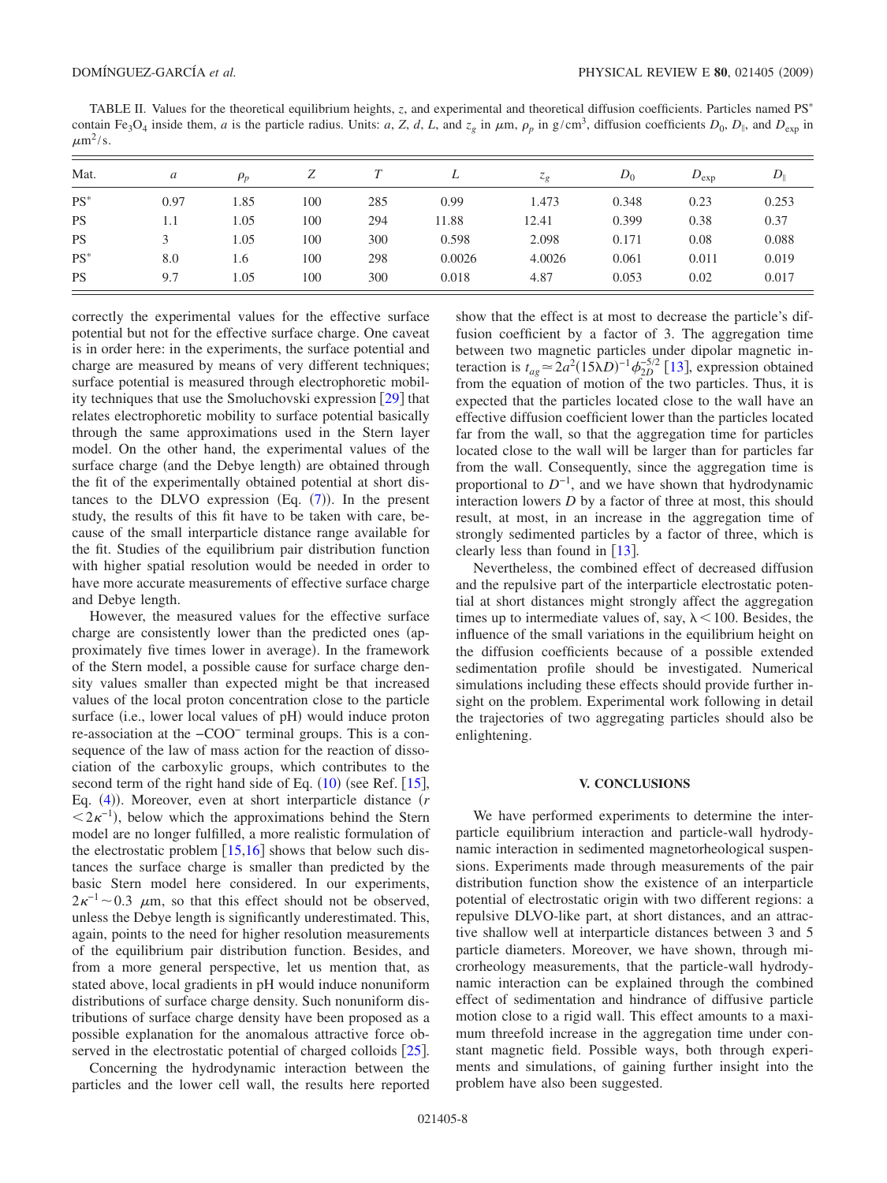TABLE II. Values for the theoretical equilibrium heights, $z$, and experimental and theoretical diffusion coefficients. Particles named PS* contain $Fe_3O_4$ inside them, $a$ is the particle radius. Units: $a$, $Z$, $d$, $L$, and $z_g$ in $\mu$m, $\rho_p$ in g/cm$^3$, diffusion coefficients $D_0$, $D_\parallel$, and $D_{\mathrm{exp}}$ in $\mu$m$^2$/s.

| Mat. | $a$ | $\rho_p$ | $Z$ | $T$ | $L$ | $z_g$ | $D_0$ | $D_{\mathrm{exp}}$ | $D_\parallel$ |
|---|---|---|---|---|---|---|---|---|---|
| PS* | 0.97 | 1.85 | 100 | 285 | 0.99 | 1.473 | 0.348 | 0.23 | 0.253 |
| PS | 1.1 | 1.05 | 100 | 294 | 11.88 | 12.41 | 0.399 | 0.38 | 0.37 |
| PS | 3 | 1.05 | 100 | 300 | 0.598 | 2.098 | 0.171 | 0.08 | 0.088 |
| PS* | 8.0 | 1.6 | 100 | 298 | 0.0026 | 4.0026 | 0.061 | 0.011 | 0.019 |
| PS | 9.7 | 1.05 | 100 | 300 | 0.018 | 4.87 | 0.053 | 0.02 | 0.017 |

correctly the experimental values for the effective surface potential but not for the effective surface charge. One caveat is in order here: in the experiments, the surface potential and charge are measured by means of very different techniques; surface potential is measured through electrophoretic mobility techniques that use the Smoluchovski expression [29] that relates electrophoretic mobility to surface potential basically through the same approximations used in the Stern layer model. On the other hand, the experimental values of the surface charge (and the Debye length) are obtained through the fit of the experimentally obtained potential at short distances to the DLVO expression (Eq. (7)). In the present study, the results of this fit have to be taken with care, because of the small interparticle distance range available for the fit. Studies of the equilibrium pair distribution function with higher spatial resolution would be needed in order to have more accurate measurements of effective surface charge and Debye length.

However, the measured values for the effective surface charge are consistently lower than the predicted ones (approximately five times lower in average). In the framework of the Stern model, a possible cause for surface charge density values smaller than expected might be that increased values of the local proton concentration close to the particle surface (i.e., lower local values of pH) would induce proton re-association at the $-COO^-$ terminal groups. This is a consequence of the law of mass action for the reaction of dissociation of the carboxylic groups, which contributes to the second term of the right hand side of Eq. (10) (see Ref. [15], Eq. (4)). Moreover, even at short interparticle distance ($r < 2\kappa^{-1}$), below which the approximations behind the Stern model are no longer fulfilled, a more realistic formulation of the electrostatic problem [15,16] shows that below such distances the surface charge is smaller than predicted by the basic Stern model here considered. In our experiments, $2\kappa^{-1} \sim 0.3$ $\mu$m, so that this effect should not be observed, unless the Debye length is significantly underestimated. This, again, points to the need for higher resolution measurements of the equilibrium pair distribution function. Besides, and from a more general perspective, let us mention that, as stated above, local gradients in pH would induce nonuniform distributions of surface charge density. Such nonuniform distributions of surface charge density have been proposed as a possible explanation for the anomalous attractive force observed in the electrostatic potential of charged colloids [25].

Concerning the hydrodynamic interaction between the particles and the lower cell wall, the results here reported show that the effect is at most to decrease the particle's diffusion coefficient by a factor of 3. The aggregation time between two magnetic particles under dipolar magnetic interaction is $t_{ag} \simeq 2a^2(15\lambda D)^{-1}\phi_{2D}^{-5/2}$ [13], expression obtained from the equation of motion of the two particles. Thus, it is expected that the particles located close to the wall have an effective diffusion coefficient lower than the particles located far from the wall, so that the aggregation time for particles located close to the wall will be larger than for particles far from the wall. Consequently, since the aggregation time is proportional to $D^{-1}$, and we have shown that hydrodynamic interaction lowers $D$ by a factor of three at most, this should result, at most, in an increase in the aggregation time of strongly sedimented particles by a factor of three, which is clearly less than found in [13].

Nevertheless, the combined effect of decreased diffusion and the repulsive part of the interparticle electrostatic potential at short distances might strongly affect the aggregation times up to intermediate values of, say, $\lambda < 100$. Besides, the influence of the small variations in the equilibrium height on the diffusion coefficients because of a possible extended sedimentation profile should be investigated. Numerical simulations including these effects should provide further insight on the problem. Experimental work following in detail the trajectories of two aggregating particles should also be enlightening.

## V. CONCLUSIONS

We have performed experiments to determine the interparticle equilibrium interaction and particle-wall hydrodynamic interaction in sedimented magnetorheological suspensions. Experiments made through measurements of the pair distribution function show the existence of an interparticle potential of electrostatic origin with two different regions: a repulsive DLVO-like part, at short distances, and an attractive shallow well at interparticle distances between 3 and 5 particle diameters. Moreover, we have shown, through microrheology measurements, that the particle-wall hydrodynamic interaction can be explained through the combined effect of sedimentation and hindrance of diffusive particle motion close to a rigid wall. This effect amounts to a maximum threefold increase in the aggregation time under constant magnetic field. Possible ways, both through experiments and simulations, of gaining further insight into the problem have also been suggested.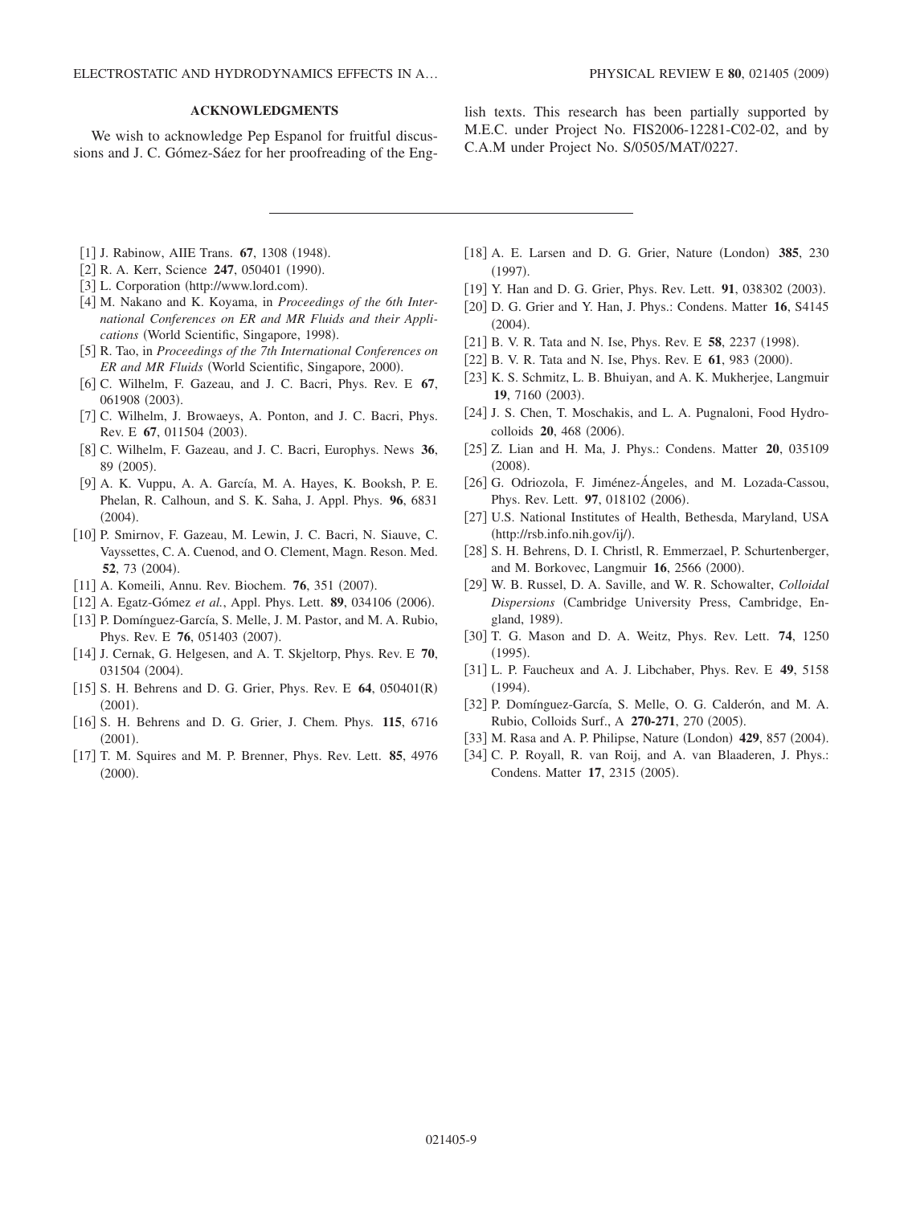## ACKNOWLEDGMENTS

We wish to acknowledge Pep Espanol for fruitful discussions and J. C. Gómez-Sáez for her proofreading of the English texts. This research has been partially supported by M.E.C. under Project No. FIS2006-12281-C02-02, and by C.A.M under Project No. S/0505/MAT/0227.

---

[1] J. Rabinow, AIIE Trans. **67**, 1308 (1948).

[2] R. A. Kerr, Science **247**, 050401 (1990).

[3] L. Corporation (http://www.lord.com).

[4] M. Nakano and K. Koyama, in *Proceedings of the 6th International Conferences on ER and MR Fluids and their Applications* (World Scientific, Singapore, 1998).

[5] R. Tao, in *Proceedings of the 7th International Conferences on ER and MR Fluids* (World Scientific, Singapore, 2000).

[6] C. Wilhelm, F. Gazeau, and J. C. Bacri, Phys. Rev. E **67**, 061908 (2003).

[7] C. Wilhelm, J. Browaeys, A. Ponton, and J. C. Bacri, Phys. Rev. E **67**, 011504 (2003).

[8] C. Wilhelm, F. Gazeau, and J. C. Bacri, Europhys. News **36**, 89 (2005).

[9] A. K. Vuppu, A. A. García, M. A. Hayes, K. Booksh, P. E. Phelan, R. Calhoun, and S. K. Saha, J. Appl. Phys. **96**, 6831 (2004).

[10] P. Smirnov, F. Gazeau, M. Lewin, J. C. Bacri, N. Siauve, C. Vayssettes, C. A. Cuenod, and O. Clement, Magn. Reson. Med. **52**, 73 (2004).

[11] A. Komeili, Annu. Rev. Biochem. **76**, 351 (2007).

[12] A. Egatz-Gómez *et al.*, Appl. Phys. Lett. **89**, 034106 (2006).

[13] P. Domínguez-García, S. Melle, J. M. Pastor, and M. A. Rubio, Phys. Rev. E **76**, 051403 (2007).

[14] J. Cernak, G. Helgesen, and A. T. Skjeltorp, Phys. Rev. E **70**, 031504 (2004).

[15] S. H. Behrens and D. G. Grier, Phys. Rev. E **64**, 050401(R) (2001).

[16] S. H. Behrens and D. G. Grier, J. Chem. Phys. **115**, 6716 (2001).

[17] T. M. Squires and M. P. Brenner, Phys. Rev. Lett. **85**, 4976 (2000).

[18] A. E. Larsen and D. G. Grier, Nature (London) **385**, 230 (1997).

[19] Y. Han and D. G. Grier, Phys. Rev. Lett. **91**, 038302 (2003).

[20] D. G. Grier and Y. Han, J. Phys.: Condens. Matter **16**, S4145 (2004).

[21] B. V. R. Tata and N. Ise, Phys. Rev. E **58**, 2237 (1998).

[22] B. V. R. Tata and N. Ise, Phys. Rev. E **61**, 983 (2000).

[23] K. S. Schmitz, L. B. Bhuiyan, and A. K. Mukherjee, Langmuir **19**, 7160 (2003).

[24] J. S. Chen, T. Moschakis, and L. A. Pugnaloni, Food Hydrocolloids **20**, 468 (2006).

[25] Z. Lian and H. Ma, J. Phys.: Condens. Matter **20**, 035109 (2008).

[26] G. Odriozola, F. Jiménez-Ángeles, and M. Lozada-Cassou, Phys. Rev. Lett. **97**, 018102 (2006).

[27] U.S. National Institutes of Health, Bethesda, Maryland, USA (http://rsb.info.nih.gov/ij/).

[28] S. H. Behrens, D. I. Christl, R. Emmerzael, P. Schurtenberger, and M. Borkovec, Langmuir **16**, 2566 (2000).

[29] W. B. Russel, D. A. Saville, and W. R. Schowalter, *Colloidal Dispersions* (Cambridge University Press, Cambridge, England, 1989).

[30] T. G. Mason and D. A. Weitz, Phys. Rev. Lett. **74**, 1250 (1995).

[31] L. P. Faucheux and A. J. Libchaber, Phys. Rev. E **49**, 5158 (1994).

[32] P. Domínguez-García, S. Melle, O. G. Calderón, and M. A. Rubio, Colloids Surf., A **270-271**, 270 (2005).

[33] M. Rasa and A. P. Philipse, Nature (London) **429**, 857 (2004).

[34] C. P. Royall, R. van Roij, and A. van Blaaderen, J. Phys.: Condens. Matter **17**, 2315 (2005).